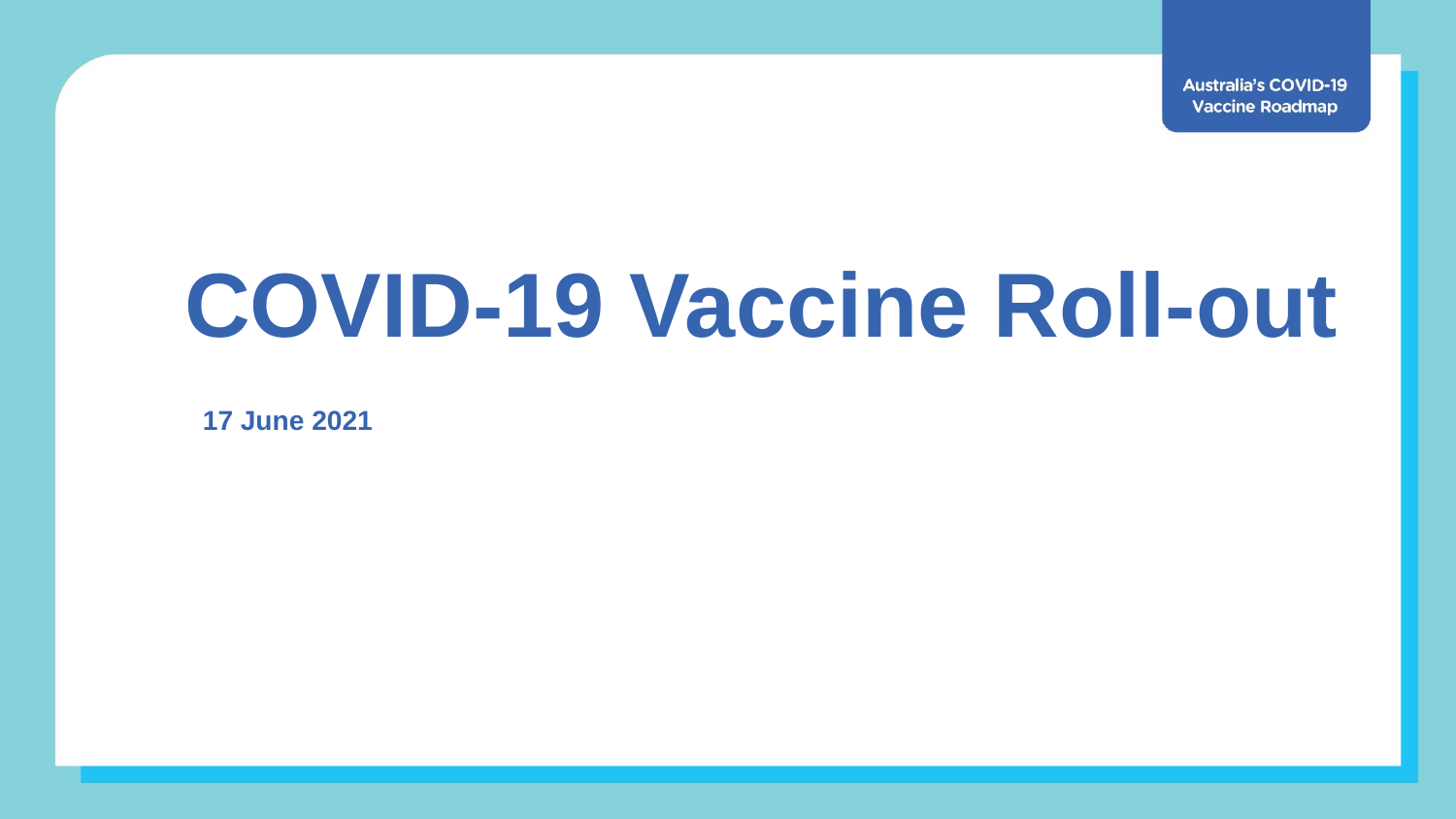Australia's COVID-19 Vaccine Roadmap

# COVID-19 Vaccine Roll-out

**17 June 2021**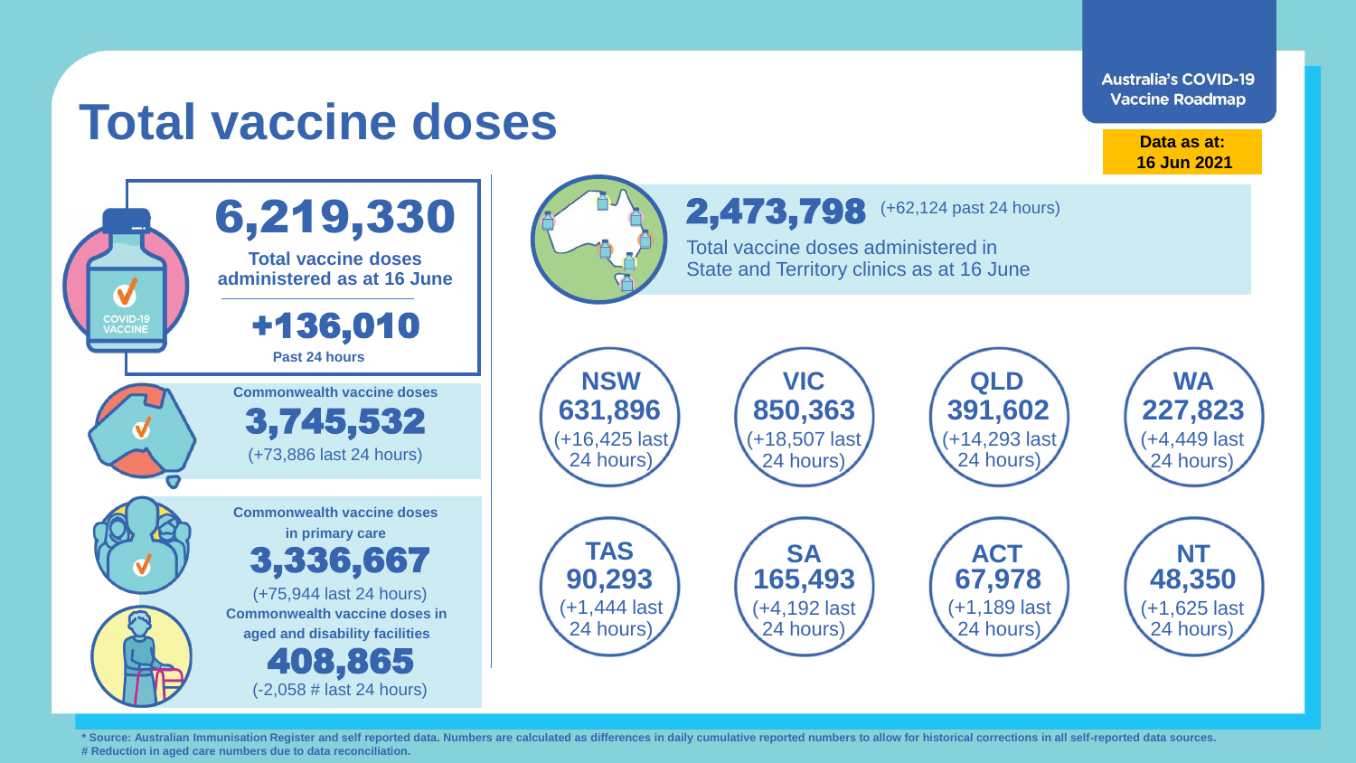Australia's COVID-19 Vaccine Roadmap

# Total vaccine doses

**Data as at: 16 Jun 2021**

## 6,219,330

**Total vaccine doses administered as at 16 June**

## +136,010

**Past 24 hours**

**Commonwealth vaccine doses**

## 3,745,532

(+73,886 last 24 hours)

**Commonwealth vaccine doses in primary care**

## 3,336,667

(+75,944 last 24 hours)

**Commonwealth vaccine doses in aged and disability facilities**

## 408,865

(-2,058 # last 24 hours)

## 2,473,798

(+62,124 past 24 hours)

Total vaccine doses administered in State and Territory clinics as at 16 June

| State/Territory | Doses | Last 24 hours |
| --- | --- | --- |
| NSW | 631,896 | +16,425 |
| VIC | 850,363 | +18,507 |
| QLD | 391,602 | +14,293 |
| WA | 227,823 | +4,449 |
| TAS | 90,293 | +1,444 |
| SA | 165,493 | +4,192 |
| ACT | 67,978 | +1,189 |
| NT | 48,350 | +1,625 |

**\* Source: Australian Immunisation Register and self reported data. Numbers are calculated as differences in daily cumulative reported numbers to allow for historical corrections in all self-reported data sources.**
**# Reduction in aged care numbers due to data reconciliation.**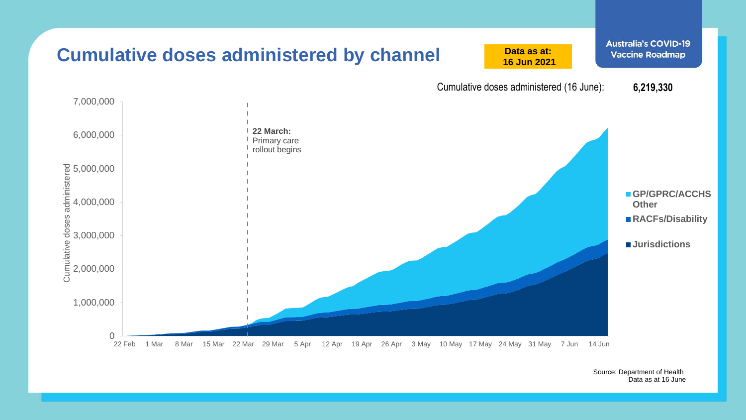# Cumulative doses administered by channel

**Data as at: 16 Jun 2021**

Australia's COVID-19 Vaccine Roadmap

Cumulative doses administered (16 June): **6,219,330**

7,000,000
6,000,000
5,000,000
4,000,000
3,000,000
2,000,000
1,000,000
0

Cumulative doses administered

22 Feb 1 Mar 8 Mar 15 Mar 22 Mar 29 Mar 5 Apr 12 Apr 19 Apr 26 Apr 3 May 10 May 17 May 24 May 31 May 7 Jun 14 Jun

**22 March:** Primary care rollout begins

- **GP/GPRC/ACCHS Other**
- **RACFs/Disability**
- **Jurisdictions**

Source: Department of Health
Data as at 16 June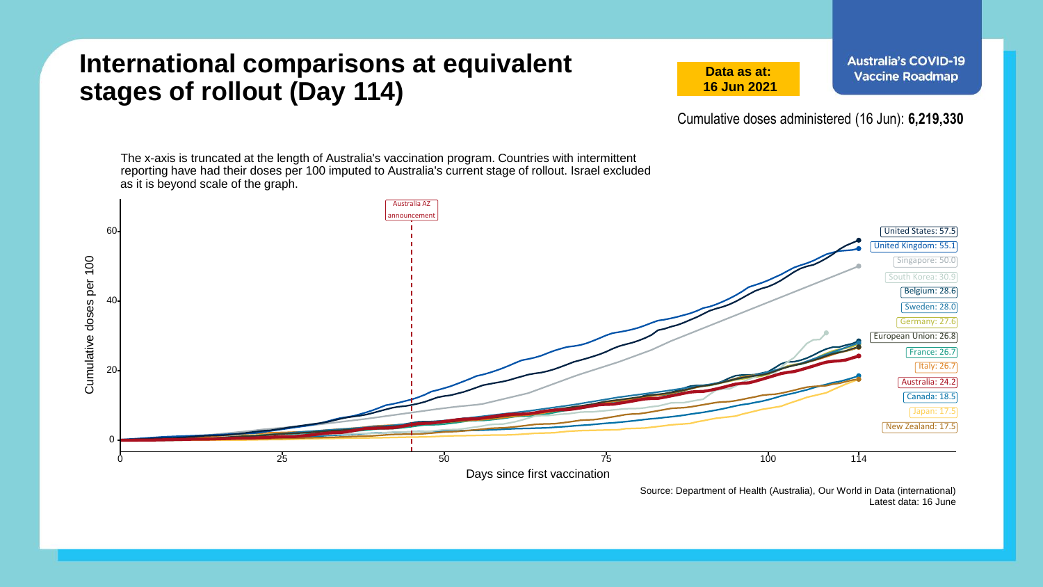# International comparisons at equivalent stages of rollout (Day 114)

**Data as at: 16 Jun 2021**

**Australia's COVID-19 Vaccine Roadmap**

Cumulative doses administered (16 Jun): **6,219,330**

The x-axis is truncated at the length of Australia's vaccination program. Countries with intermittent reporting have had their doses per 100 imputed to Australia's current stage of rollout. Israel excluded as it is beyond scale of the graph.

Australia AZ announcement

United States: 57.5
United Kingdom: 55.1
Singapore: 50.0
South Korea: 30.9
Belgium: 28.6
Sweden: 28.0
Germany: 27.6
European Union: 26.8
France: 26.7
Italy: 26.7
Australia: 24.2
Canada: 18.5
Japan: 17.5
New Zealand: 17.5

Cumulative doses per 100

Days since first vaccination

Source: Department of Health (Australia), Our World in Data (international)
Latest data: 16 June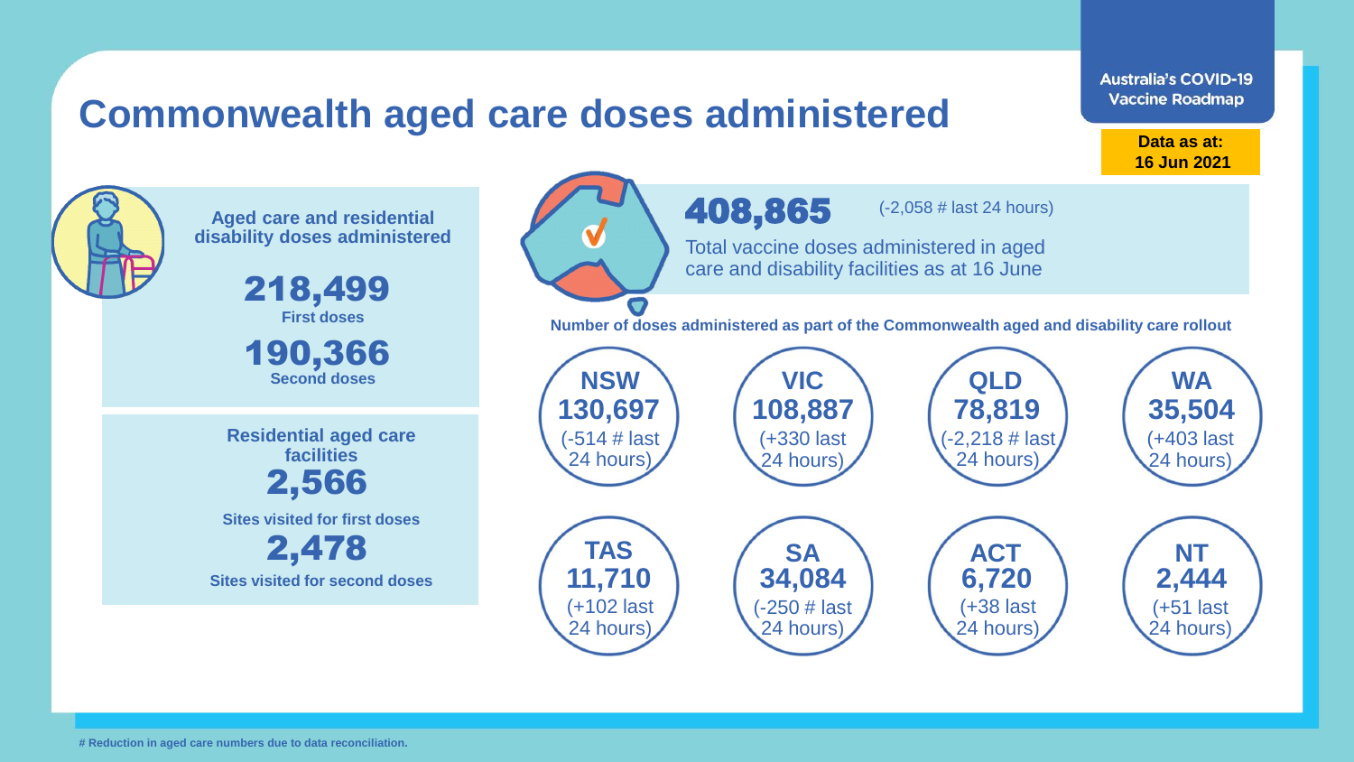Australia's COVID-19 Vaccine Roadmap

# Commonwealth aged care doses administered

**Data as at: 16 Jun 2021**

**Aged care and residential disability doses administered**

**218,499**
**First doses**

**190,366**
**Second doses**

**Residential aged care facilities**

**2,566**
**Sites visited for first doses**

**2,478**
**Sites visited for second doses**

**408,865** (-2,058 # last 24 hours)

Total vaccine doses administered in aged care and disability facilities as at 16 June

**Number of doses administered as part of the Commonwealth aged and disability care rollout**

| State/Territory | Doses | Change |
|---|---|---|
| NSW | 130,697 | (-514 # last 24 hours) |
| VIC | 108,887 | (+330 last 24 hours) |
| QLD | 78,819 | (-2,218 # last 24 hours) |
| WA | 35,504 | (+403 last 24 hours) |
| TAS | 11,710 | (+102 last 24 hours) |
| SA | 34,084 | (-250 # last 24 hours) |
| ACT | 6,720 | (+38 last 24 hours) |
| NT | 2,444 | (+51 last 24 hours) |

**# Reduction in aged care numbers due to data reconciliation.**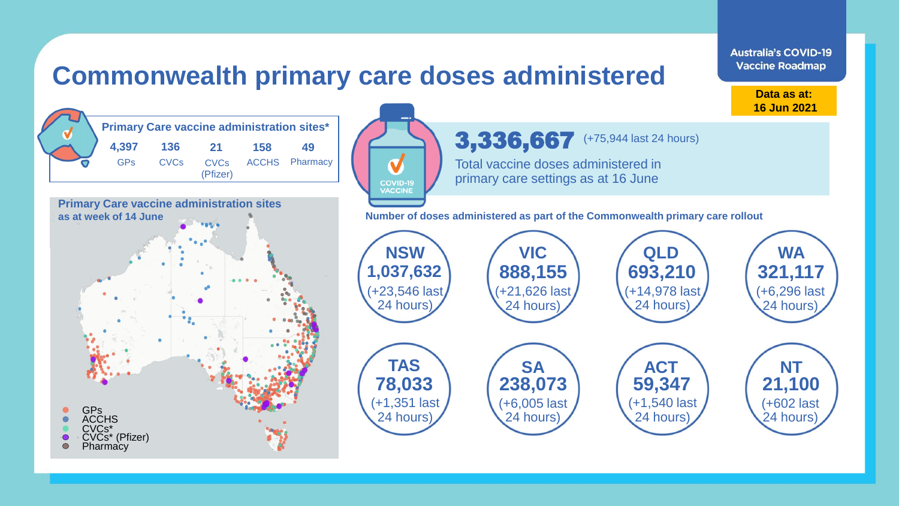# Commonwealth primary care doses administered

Australia's COVID-19 Vaccine Roadmap

**Data as at: 16 Jun 2021**

**Primary Care vaccine administration sites***

| 4,397 | 136 | 21 | 158 | 49 |
|---|---|---|---|---|
| GPs | CVCs | CVCs (Pfizer) | ACCHS | Pharmacy |

**Primary Care vaccine administration sites as at week of 14 June**

GPs
ACCHS
CVCs*
CVCs* (Pfizer)
Pharmacy

COVID-19 VACCINE

**3,336,667** (+75,944 last 24 hours)

Total vaccine doses administered in primary care settings as at 16 June

**Number of doses administered as part of the Commonwealth primary care rollout**

**NSW**
**1,037,632**
(+23,546 last 24 hours)

**VIC**
**888,155**
(+21,626 last 24 hours)

**QLD**
**693,210**
(+14,978 last 24 hours)

**WA**
**321,117**
(+6,296 last 24 hours)

**TAS**
**78,033**
(+1,351 last 24 hours)

**SA**
**238,073**
(+6,005 last 24 hours)

**ACT**
**59,347**
(+1,540 last 24 hours)

**NT**
**21,100**
(+602 last 24 hours)